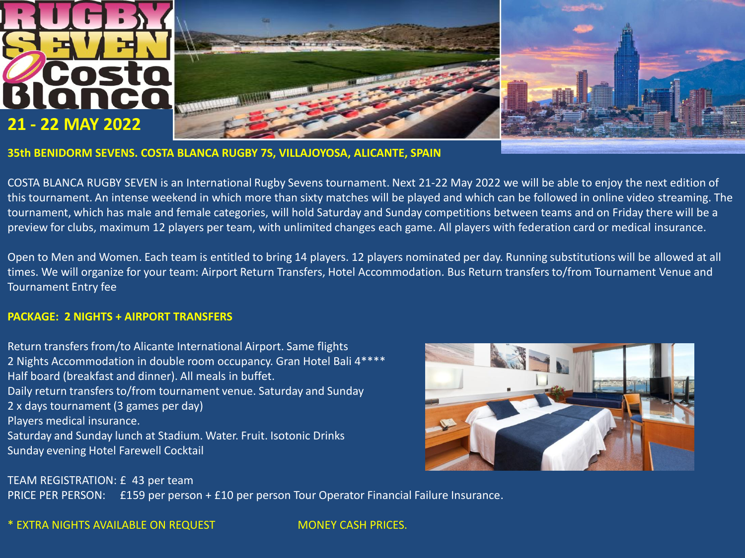# RUGBY SEVEN Costa Blanca

## 21 - 22 MAY 2022

**35th BENIDORM SEVENS. COSTA BLANCA RUGBY 7S, VILLAJOYOSA, ALICANTE, SPAIN**

COSTA BLANCA RUGBY SEVEN is an International Rugby Sevens tournament. Next 21-22 May 2022 we will be able to enjoy the next edition of this tournament. An intense weekend in which more than sixty matches will be played and which can be followed in online video streaming. The tournament, which has male and female categories, will hold Saturday and Sunday competitions between teams and on Friday there will be a preview for clubs, maximum 12 players per team, with unlimited changes each game. All players with federation card or medical insurance.

Open to Men and Women. Each team is entitled to bring 14 players. 12 players nominated per day. Running substitutions will be allowed at all times. We will organize for your team: Airport Return Transfers, Hotel Accommodation. Bus Return transfers to/from Tournament Venue and Tournament Entry fee

**PACKAGE: 2 NIGHTS + AIRPORT TRANSFERS**

Return transfers from/to Alicante International Airport. Same flights
2 Nights Accommodation in double room occupancy. Gran Hotel Bali 4****
Half board (breakfast and dinner). All meals in buffet.
Daily return transfers to/from tournament venue. Saturday and Sunday
2 x days tournament (3 games per day)
Players medical insurance.
Saturday and Sunday lunch at Stadium. Water. Fruit. Isotonic Drinks
Sunday evening Hotel Farewell Cocktail

TEAM REGISTRATION: £ 43 per team
PRICE PER PERSON: £159 per person + £10 per person Tour Operator Financial Failure Insurance.

\* EXTRA NIGHTS AVAILABLE ON REQUEST

MONEY CASH PRICES.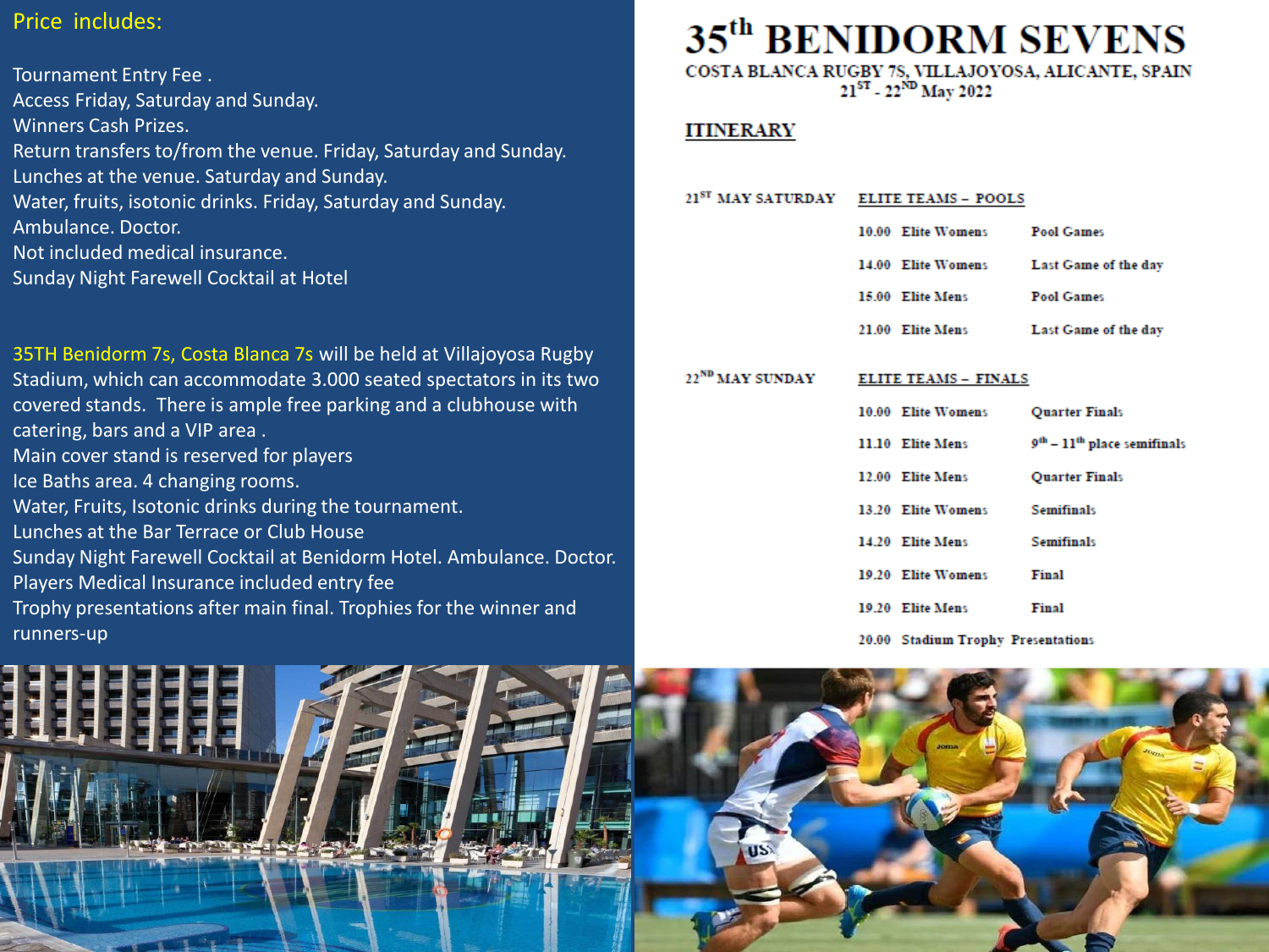## Price includes:

Tournament Entry Fee .
Access Friday, Saturday and Sunday.
Winners Cash Prizes.
Return transfers to/from the venue. Friday, Saturday and Sunday.
Lunches at the venue. Saturday and Sunday.
Water, fruits, isotonic drinks. Friday, Saturday and Sunday.
Ambulance. Doctor.
Not included medical insurance.
Sunday Night Farewell Cocktail at Hotel

35TH Benidorm 7s, Costa Blanca 7s will be held at Villajoyosa Rugby Stadium, which can accommodate 3.000 seated spectators in its two covered stands. There is ample free parking and a clubhouse with catering, bars and a VIP area .
Main cover stand is reserved for players
Ice Baths area. 4 changing rooms.
Water, Fruits, Isotonic drinks during the tournament.
Lunches at the Bar Terrace or Club House
Sunday Night Farewell Cocktail at Benidorm Hotel. Ambulance. Doctor.
Players Medical Insurance included entry fee
Trophy presentations after main final. Trophies for the winner and runners-up

# 35th BENIDORM SEVENS

COSTA BLANCA RUGBY 7S, VILLAJOYOSA, ALICANTE, SPAIN
21ST - 22ND May 2022

## ITINERARY

| | | | |
|---|---|---|---|
| 21ST MAY SATURDAY | **ELITE TEAMS – POOLS** | | |
| | 10.00 | Elite Womens | Pool Games |
| | 14.00 | Elite Womens | Last Game of the day |
| | 15.00 | Elite Mens | Pool Games |
| | 21.00 | Elite Mens | Last Game of the day |
| 22ND MAY SUNDAY | **ELITE TEAMS – FINALS** | | |
| | 10.00 | Elite Womens | Quarter Finals |
| | 11.10 | Elite Mens | 9th – 11th place semifinals |
| | 12.00 | Elite Mens | Quarter Finals |
| | 13.20 | Elite Womens | Semifinals |
| | 14.20 | Elite Mens | Semifinals |
| | 19.20 | Elite Womens | Final |
| | 19.20 | Elite Mens | Final |
| | 20.00 | Stadium Trophy Presentations | |